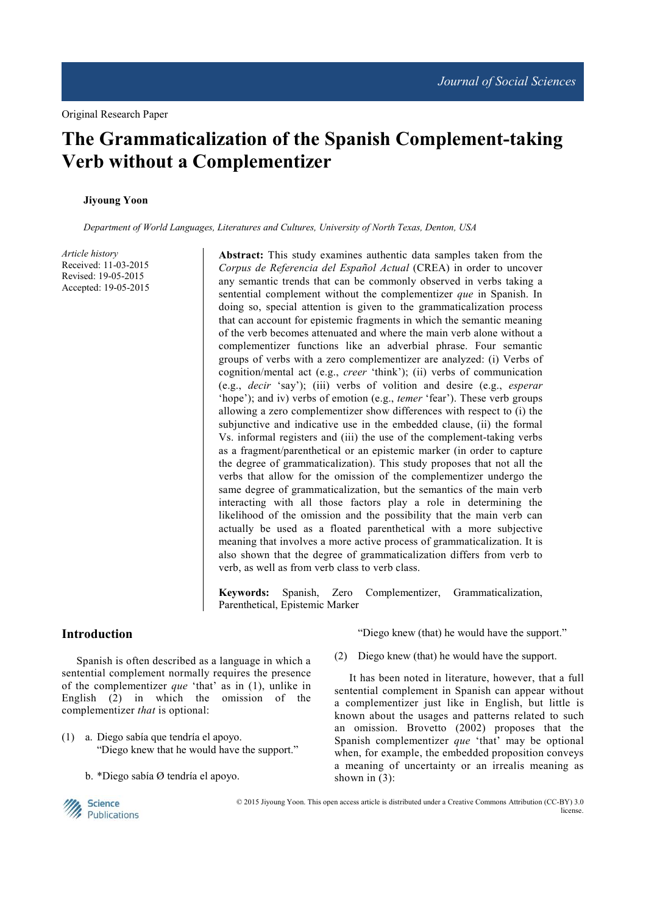Original Research Paper

# The Grammaticalization of the Spanish Complement-taking Verb without a Complementizer

**Jiyoung Yoon**

*Department of World Languages, Literatures and Cultures, University of North Texas, Denton, USA*

*Article history*
Received: 11-03-2015
Revised: 19-05-2015
Accepted: 19-05-2015

**Abstract:** This study examines authentic data samples taken from the *Corpus de Referencia del Español Actual* (CREA) in order to uncover any semantic trends that can be commonly observed in verbs taking a sentential complement without the complementizer *que* in Spanish. In doing so, special attention is given to the grammaticalization process that can account for epistemic fragments in which the semantic meaning of the verb becomes attenuated and where the main verb alone without a complementizer functions like an adverbial phrase. Four semantic groups of verbs with a zero complementizer are analyzed: (i) Verbs of cognition/mental act (e.g., *creer* 'think'); (ii) verbs of communication (e.g., *decir* 'say'); (iii) verbs of volition and desire (e.g., *esperar* 'hope'); and iv) verbs of emotion (e.g., *temer* 'fear'). These verb groups allowing a zero complementizer show differences with respect to (i) the subjunctive and indicative use in the embedded clause, (ii) the formal Vs. informal registers and (iii) the use of the complement-taking verbs as a fragment/parenthetical or an epistemic marker (in order to capture the degree of grammaticalization). This study proposes that not all the verbs that allow for the omission of the complementizer undergo the same degree of grammaticalization, but the semantics of the main verb interacting with all those factors play a role in determining the likelihood of the omission and the possibility that the main verb can actually be used as a floated parenthetical with a more subjective meaning that involves a more active process of grammaticalization. It is also shown that the degree of grammaticalization differs from verb to verb, as well as from verb class to verb class.

**Keywords:** Spanish, Zero Complementizer, Grammaticalization, Parenthetical, Epistemic Marker

## Introduction

Spanish is often described as a language in which a sentential complement normally requires the presence of the complementizer *que* 'that' as in (1), unlike in English (2) in which the omission of the complementizer *that* is optional:

(1) a. Diego sabía que tendría el apoyo.
"Diego knew that he would have the support."

b. *Diego sabía Ø tendría el apoyo.
"Diego knew (that) he would have the support."

(2) Diego knew (that) he would have the support.

It has been noted in literature, however, that a full sentential complement in Spanish can appear without a complementizer just like in English, but little is known about the usages and patterns related to such an omission. Brovetto (2002) proposes that the Spanish complementizer *que* 'that' may be optional when, for example, the embedded proposition conveys a meaning of uncertainty or an irrealis meaning as shown in (3):

© 2015 Jiyoung Yoon. This open access article is distributed under a Creative Commons Attribution (CC-BY) 3.0 license.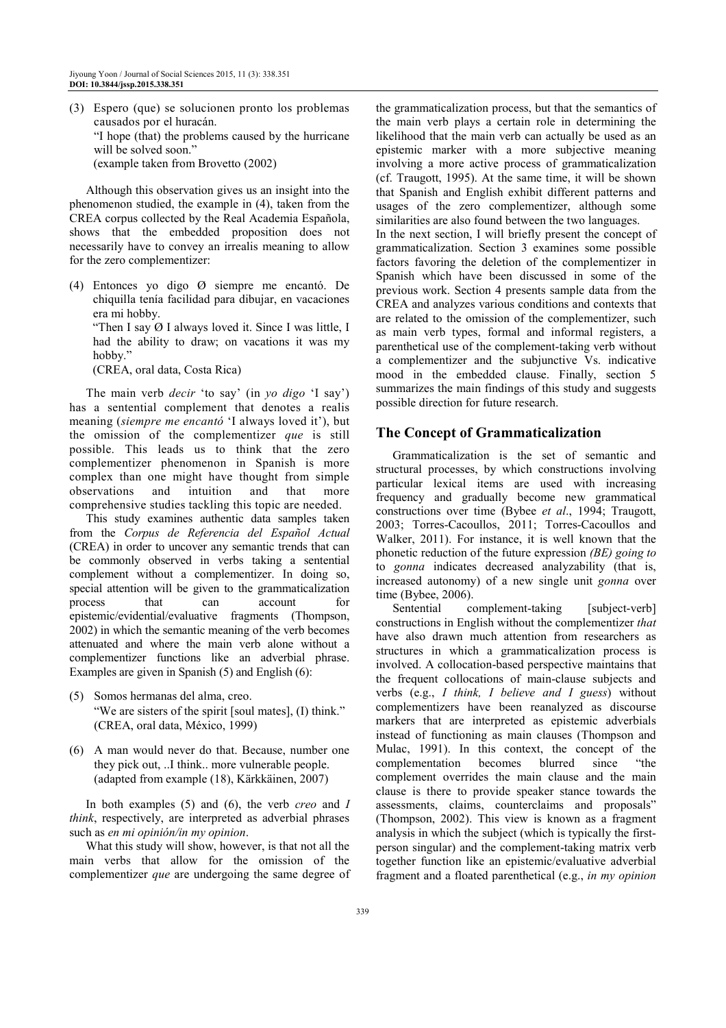(3) Espero (que) se solucionen pronto los problemas causados por el huracán.
"I hope (that) the problems caused by the hurricane will be solved soon."
(example taken from Brovetto (2002)

Although this observation gives us an insight into the phenomenon studied, the example in (4), taken from the CREA corpus collected by the Real Academia Española, shows that the embedded proposition does not necessarily have to convey an irrealis meaning to allow for the zero complementizer:

(4) Entonces yo digo Ø siempre me encantó. De chiquilla tenía facilidad para dibujar, en vacaciones era mi hobby.
"Then I say Ø I always loved it. Since I was little, I had the ability to draw; on vacations it was my hobby."
(CREA, oral data, Costa Rica)

The main verb *decir* 'to say' (in *yo digo* 'I say') has a sentential complement that denotes a realis meaning (*siempre me encantó* 'I always loved it'), but the omission of the complementizer *que* is still possible. This leads us to think that the zero complementizer phenomenon in Spanish is more complex than one might have thought from simple observations and intuition and that more comprehensive studies tackling this topic are needed.

This study examines authentic data samples taken from the *Corpus de Referencia del Español Actual* (CREA) in order to uncover any semantic trends that can be commonly observed in verbs taking a sentential complement without a complementizer. In doing so, special attention will be given to the grammaticalization process that can account for epistemic/evidential/evaluative fragments (Thompson, 2002) in which the semantic meaning of the verb becomes attenuated and where the main verb alone without a complementizer functions like an adverbial phrase. Examples are given in Spanish (5) and English (6):

(5) Somos hermanas del alma, creo.
"We are sisters of the spirit [soul mates], (I) think."
(CREA, oral data, México, 1999)

(6) A man would never do that. Because, number one they pick out, ..I think.. more vulnerable people.
(adapted from example (18), Kärkkäinen, 2007)

In both examples (5) and (6), the verb *creo* and *I think*, respectively, are interpreted as adverbial phrases such as *en mi opinión/in my opinion*.

What this study will show, however, is that not all the main verbs that allow for the omission of the complementizer *que* are undergoing the same degree of the grammaticalization process, but that the semantics of the main verb plays a certain role in determining the likelihood that the main verb can actually be used as an epistemic marker with a more subjective meaning involving a more active process of grammaticalization (cf. Traugott, 1995). At the same time, it will be shown that Spanish and English exhibit different patterns and usages of the zero complementizer, although some similarities are also found between the two languages.
In the next section, I will briefly present the concept of grammaticalization. Section 3 examines some possible factors favoring the deletion of the complementizer in Spanish which have been discussed in some of the previous work. Section 4 presents sample data from the CREA and analyzes various conditions and contexts that are related to the omission of the complementizer, such as main verb types, formal and informal registers, a parenthetical use of the complement-taking verb without a complementizer and the subjunctive Vs. indicative mood in the embedded clause. Finally, section 5 summarizes the main findings of this study and suggests possible direction for future research.

## The Concept of Grammaticalization

Grammaticalization is the set of semantic and structural processes, by which constructions involving particular lexical items are used with increasing frequency and gradually become new grammatical constructions over time (Bybee *et al*., 1994; Traugott, 2003; Torres-Cacoullos, 2011; Torres-Cacoullos and Walker, 2011). For instance, it is well known that the phonetic reduction of the future expression *(BE) going to* to *gonna* indicates decreased analyzability (that is, increased autonomy) of a new single unit *gonna* over time (Bybee, 2006).

Sentential complement-taking [subject-verb] constructions in English without the complementizer *that* have also drawn much attention from researchers as structures in which a grammaticalization process is involved. A collocation-based perspective maintains that the frequent collocations of main-clause subjects and verbs (e.g., *I think, I believe and I guess*) without complementizers have been reanalyzed as discourse markers that are interpreted as epistemic adverbials instead of functioning as main clauses (Thompson and Mulac, 1991). In this context, the concept of the complementation becomes blurred since "the complement overrides the main clause and the main clause is there to provide speaker stance towards the assessments, claims, counterclaims and proposals" (Thompson, 2002). This view is known as a fragment analysis in which the subject (which is typically the first-person singular) and the complement-taking matrix verb together function like an epistemic/evaluative adverbial fragment and a floated parenthetical (e.g., *in my opinion*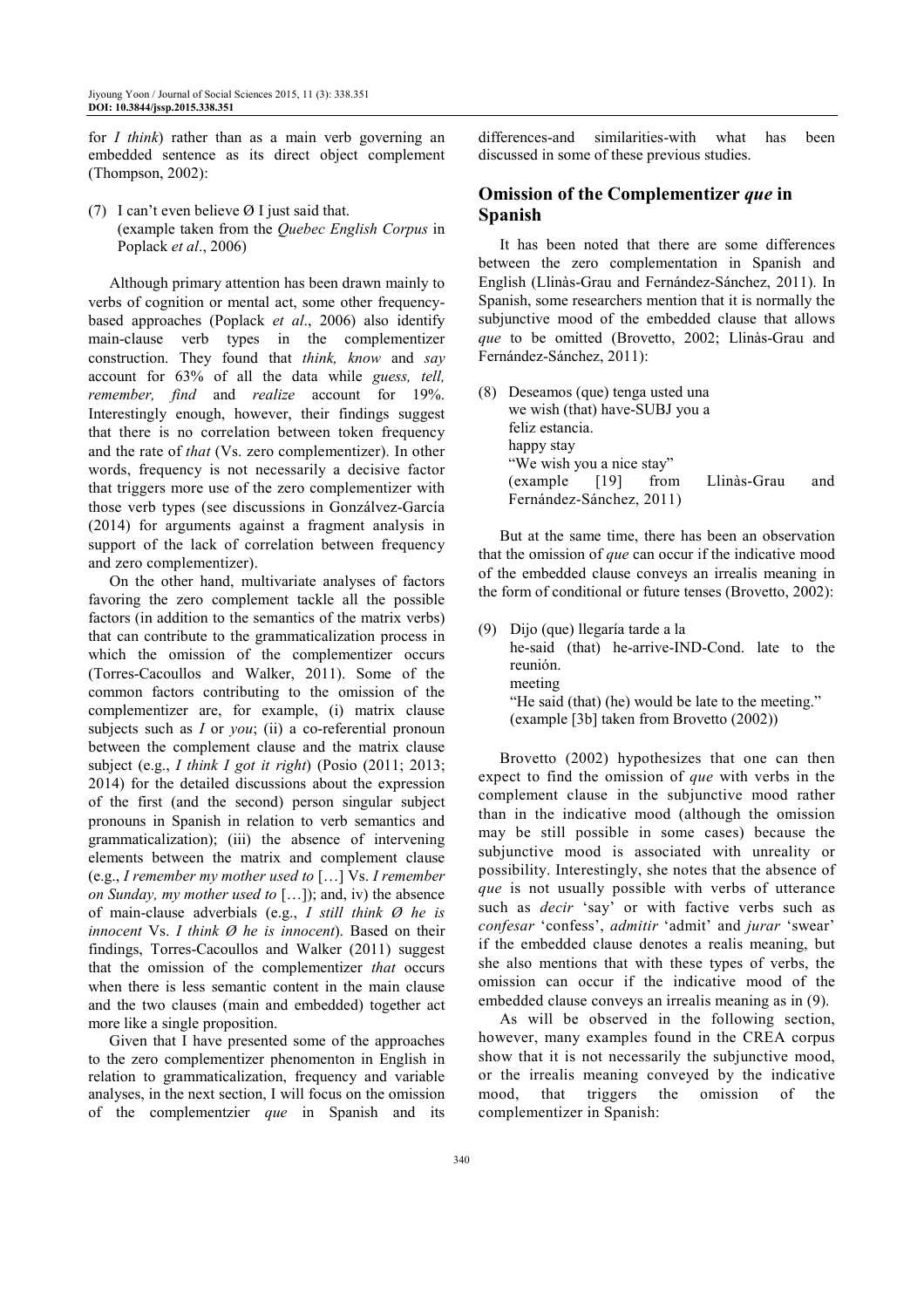for *I think*) rather than as a main verb governing an embedded sentence as its direct object complement (Thompson, 2002):

(7) I can't even believe Ø I just said that.
(example taken from the *Quebec English Corpus* in Poplack *et al*., 2006)

Although primary attention has been drawn mainly to verbs of cognition or mental act, some other frequency-based approaches (Poplack *et al*., 2006) also identify main-clause verb types in the complementizer construction. They found that *think, know* and *say* account for 63% of all the data while *guess, tell, remember, find* and *realize* account for 19%. Interestingly enough, however, their findings suggest that there is no correlation between token frequency and the rate of *that* (Vs. zero complementizer). In other words, frequency is not necessarily a decisive factor that triggers more use of the zero complementizer with those verb types (see discussions in Gonzálvez-García (2014) for arguments against a fragment analysis in support of the lack of correlation between frequency and zero complementizer).

On the other hand, multivariate analyses of factors favoring the zero complement tackle all the possible factors (in addition to the semantics of the matrix verbs) that can contribute to the grammaticalization process in which the omission of the complementizer occurs (Torres-Cacoullos and Walker, 2011). Some of the common factors contributing to the omission of the complementizer are, for example, (i) matrix clause subjects such as *I* or *you*; (ii) a co-referential pronoun between the complement clause and the matrix clause subject (e.g., *I think I got it right*) (Posio (2011; 2013; 2014) for the detailed discussions about the expression of the first (and the second) person singular subject pronouns in Spanish in relation to verb semantics and grammaticalization); (iii) the absence of intervening elements between the matrix and complement clause (e.g., *I remember my mother used to* […] Vs. *I remember on Sunday, my mother used to* […]); and, iv) the absence of main-clause adverbials (e.g., *I still think Ø he is innocent* Vs. *I think Ø he is innocent*). Based on their findings, Torres-Cacoullos and Walker (2011) suggest that the omission of the complementizer *that* occurs when there is less semantic content in the main clause and the two clauses (main and embedded) together act more like a single proposition.

Given that I have presented some of the approaches to the zero complementizer phenomenon in English in relation to grammaticalization, frequency and variable analyses, in the next section, I will focus on the omission of the complementzier *que* in Spanish and its differences-and similarities-with what has been discussed in some of these previous studies.

## Omission of the Complementizer *que* in Spanish

It has been noted that there are some differences between the zero complementation in Spanish and English (Llinàs-Grau and Fernández-Sánchez, 2011). In Spanish, some researchers mention that it is normally the subjunctive mood of the embedded clause that allows *que* to be omitted (Brovetto, 2002; Llinàs-Grau and Fernández-Sánchez, 2011):

(8) Deseamos (que) tenga usted una
we wish (that) have-SUBJ you a
feliz estancia.
happy stay
"We wish you a nice stay"
(example [19] from Llinàs-Grau and Fernández-Sánchez, 2011)

But at the same time, there has been an observation that the omission of *que* can occur if the indicative mood of the embedded clause conveys an irrealis meaning in the form of conditional or future tenses (Brovetto, 2002):

(9) Dijo (que) llegaría tarde a la
he-said (that) he-arrive-IND-Cond. late to the
reunión.
meeting
"He said (that) (he) would be late to the meeting."
(example [3b] taken from Brovetto (2002))

Brovetto (2002) hypothesizes that one can then expect to find the omission of *que* with verbs in the complement clause in the subjunctive mood rather than in the indicative mood (although the omission may be still possible in some cases) because the subjunctive mood is associated with unreality or possibility. Interestingly, she notes that the absence of *que* is not usually possible with verbs of utterance such as *decir* 'say' or with factive verbs such as *confesar* 'confess', *admitir* 'admit' and *jurar* 'swear' if the embedded clause denotes a realis meaning, but she also mentions that with these types of verbs, the omission can occur if the indicative mood of the embedded clause conveys an irrealis meaning as in (9).

As will be observed in the following section, however, many examples found in the CREA corpus show that it is not necessarily the subjunctive mood, or the irrealis meaning conveyed by the indicative mood, that triggers the omission of the complementizer in Spanish: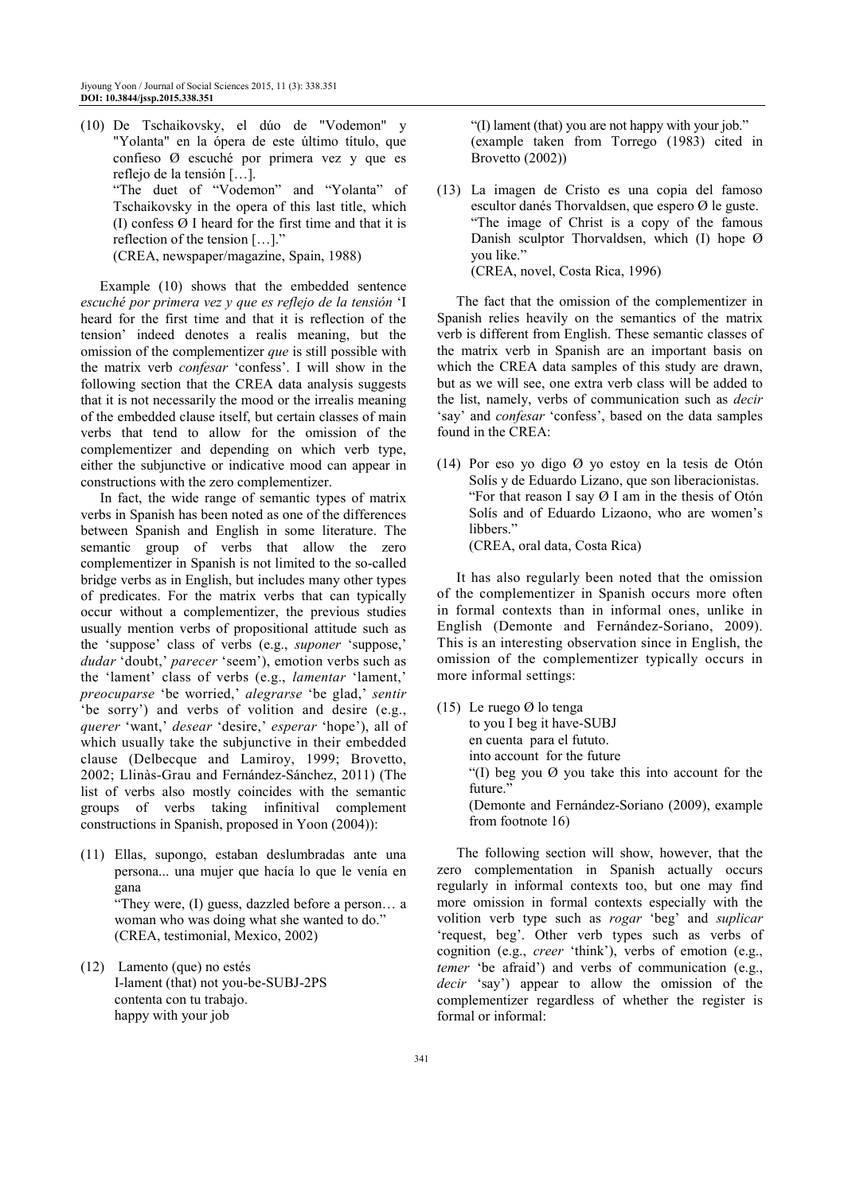(10) De Tschaikovsky, el dúo de "Vodemon" y "Yolanta" en la ópera de este último título, que confieso Ø escuché por primera vez y que es reflejo de la tensión […].
"The duet of "Vodemon" and "Yolanta" of Tschaikovsky in the opera of this last title, which (I) confess Ø I heard for the first time and that it is reflection of the tension […]."
(CREA, newspaper/magazine, Spain, 1988)

Example (10) shows that the embedded sentence *escuché por primera vez y que es reflejo de la tensión* 'I heard for the first time and that it is reflection of the tension' indeed denotes a realis meaning, but the omission of the complementizer *que* is still possible with the matrix verb *confesar* 'confess'. I will show in the following section that the CREA data analysis suggests that it is not necessarily the mood or the irrealis meaning of the embedded clause itself, but certain classes of main verbs that tend to allow for the omission of the complementizer and depending on which verb type, either the subjunctive or indicative mood can appear in constructions with the zero complementizer.

In fact, the wide range of semantic types of matrix verbs in Spanish has been noted as one of the differences between Spanish and English in some literature. The semantic group of verbs that allow the zero complementizer in Spanish is not limited to the so-called bridge verbs as in English, but includes many other types of predicates. For the matrix verbs that can typically occur without a complementizer, the previous studies usually mention verbs of propositional attitude such as the 'suppose' class of verbs (e.g., *suponer* 'suppose,' *dudar* 'doubt,' *parecer* 'seem'), emotion verbs such as the 'lament' class of verbs (e.g., *lamentar* 'lament,' *preocuparse* 'be worried,' *alegrarse* 'be glad,' *sentir* 'be sorry') and verbs of volition and desire (e.g., *querer* 'want,' *desear* 'desire,' *esperar* 'hope'), all of which usually take the subjunctive in their embedded clause (Delbecque and Lamiroy, 1999; Brovetto, 2002; Llinàs-Grau and Fernández-Sánchez, 2011) (The list of verbs also mostly coincides with the semantic groups of verbs taking infinitival complement constructions in Spanish, proposed in Yoon (2004)):

(11) Ellas, supongo, estaban deslumbradas ante una persona... una mujer que hacía lo que le venía en gana
"They were, (I) guess, dazzled before a person… a woman who was doing what she wanted to do."
(CREA, testimonial, Mexico, 2002)

(12) Lamento (que) no estés
I-lament (that) not you-be-SUBJ-2PS
contenta con tu trabajo.
happy with your job
"(I) lament (that) you are not happy with your job."
(example taken from Torrego (1983) cited in Brovetto (2002))

(13) La imagen de Cristo es una copia del famoso escultor danés Thorvaldsen, que espero Ø le guste.
"The image of Christ is a copy of the famous Danish sculptor Thorvaldsen, which (I) hope Ø you like."
(CREA, novel, Costa Rica, 1996)

The fact that the omission of the complementizer in Spanish relies heavily on the semantics of the matrix verb is different from English. These semantic classes of the matrix verb in Spanish are an important basis on which the CREA data samples of this study are drawn, but as we will see, one extra verb class will be added to the list, namely, verbs of communication such as *decir* 'say' and *confesar* 'confess', based on the data samples found in the CREA:

(14) Por eso yo digo Ø yo estoy en la tesis de Otón Solís y de Eduardo Lizano, que son liberacionistas.
"For that reason I say Ø I am in the thesis of Otón Solís and of Eduardo Lizaono, who are women's libbers."
(CREA, oral data, Costa Rica)

It has also regularly been noted that the omission of the complementizer in Spanish occurs more often in formal contexts than in informal ones, unlike in English (Demonte and Fernández-Soriano, 2009). This is an interesting observation since in English, the omission of the complementizer typically occurs in more informal settings:

(15) Le ruego Ø lo tenga
to you I beg it have-SUBJ
en cuenta para el fututo.
into account for the future
"(I) beg you Ø you take this into account for the future."
(Demonte and Fernández-Soriano (2009), example from footnote 16)

The following section will show, however, that the zero complementation in Spanish actually occurs regularly in informal contexts too, but one may find more omission in formal contexts especially with the volition verb type such as *rogar* 'beg' and *suplicar* 'request, beg'. Other verb types such as verbs of cognition (e.g., *creer* 'think'), verbs of emotion (e.g., *temer* 'be afraid') and verbs of communication (e.g., *decir* 'say') appear to allow the omission of the complementizer regardless of whether the register is formal or informal: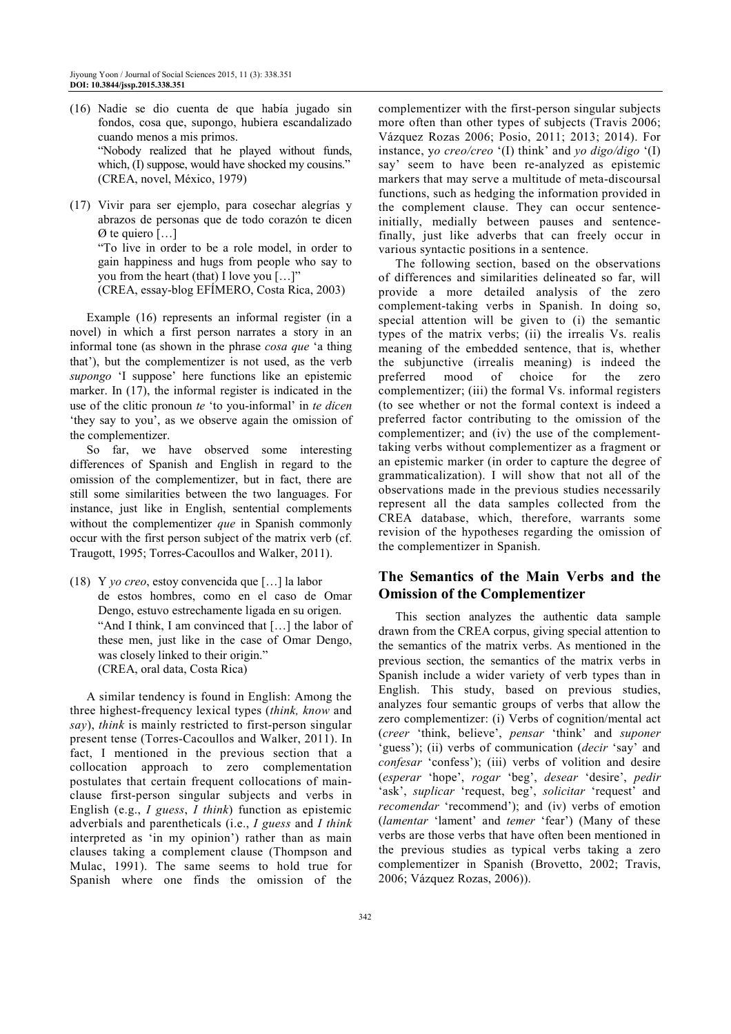(16) Nadie se dio cuenta de que había jugado sin fondos, cosa que, supongo, hubiera escandalizado cuando menos a mis primos.
"Nobody realized that he played without funds, which, (I) suppose, would have shocked my cousins."
(CREA, novel, México, 1979)

(17) Vivir para ser ejemplo, para cosechar alegrías y abrazos de personas que de todo corazón te dicen Ø te quiero […]
"To live in order to be a role model, in order to gain happiness and hugs from people who say to you from the heart (that) I love you […]"
(CREA, essay-blog EFÍMERO, Costa Rica, 2003)

Example (16) represents an informal register (in a novel) in which a first person narrates a story in an informal tone (as shown in the phrase *cosa que* 'a thing that'), but the complementizer is not used, as the verb *supongo* 'I suppose' here functions like an epistemic marker. In (17), the informal register is indicated in the use of the clitic pronoun *te* 'to you-informal' in *te dicen* 'they say to you', as we observe again the omission of the complementizer.

So far, we have observed some interesting differences of Spanish and English in regard to the omission of the complementizer, but in fact, there are still some similarities between the two languages. For instance, just like in English, sentential complements without the complementizer *que* in Spanish commonly occur with the first person subject of the matrix verb (cf. Traugott, 1995; Torres-Cacoullos and Walker, 2011).

(18) Y *yo creo*, estoy convencida que […] la labor de estos hombres, como en el caso de Omar Dengo, estuvo estrechamente ligada en su origen.
"And I think, I am convinced that […] the labor of these men, just like in the case of Omar Dengo, was closely linked to their origin."
(CREA, oral data, Costa Rica)

A similar tendency is found in English: Among the three highest-frequency lexical types (*think, know* and *say*), *think* is mainly restricted to first-person singular present tense (Torres-Cacoullos and Walker, 2011). In fact, I mentioned in the previous section that a collocation approach to zero complementation postulates that certain frequent collocations of main-clause first-person singular subjects and verbs in English (e.g., *I guess*, *I think*) function as epistemic adverbials and parentheticals (i.e., *I guess* and *I think* interpreted as 'in my opinion') rather than as main clauses taking a complement clause (Thompson and Mulac, 1991). The same seems to hold true for Spanish where one finds the omission of the complementizer with the first-person singular subjects more often than other types of subjects (Travis 2006; Vázquez Rozas 2006; Posio, 2011; 2013; 2014). For instance, y*o creo/creo* '(I) think' and *yo digo/digo* '(I) say' seem to have been re-analyzed as epistemic markers that may serve a multitude of meta-discoursal functions, such as hedging the information provided in the complement clause. They can occur sentence-initially, medially between pauses and sentence-finally, just like adverbs that can freely occur in various syntactic positions in a sentence.

The following section, based on the observations of differences and similarities delineated so far, will provide a more detailed analysis of the zero complement-taking verbs in Spanish. In doing so, special attention will be given to (i) the semantic types of the matrix verbs; (ii) the irrealis Vs. realis meaning of the embedded sentence, that is, whether the subjunctive (irrealis meaning) is indeed the preferred mood of choice for the zero complementizer; (iii) the formal Vs. informal registers (to see whether or not the formal context is indeed a preferred factor contributing to the omission of the complementizer; and (iv) the use of the complement-taking verbs without complementizer as a fragment or an epistemic marker (in order to capture the degree of grammaticalization). I will show that not all of the observations made in the previous studies necessarily represent all the data samples collected from the CREA database, which, therefore, warrants some revision of the hypotheses regarding the omission of the complementizer in Spanish.

## The Semantics of the Main Verbs and the Omission of the Complementizer

This section analyzes the authentic data sample drawn from the CREA corpus, giving special attention to the semantics of the matrix verbs. As mentioned in the previous section, the semantics of the matrix verbs in Spanish include a wider variety of verb types than in English. This study, based on previous studies, analyzes four semantic groups of verbs that allow the zero complementizer: (i) Verbs of cognition/mental act (*creer* 'think, believe', *pensar* 'think' and *suponer* 'guess'); (ii) verbs of communication (*decir* 'say' and *confesar* 'confess'); (iii) verbs of volition and desire (*esperar* 'hope', *rogar* 'beg', *desear* 'desire', *pedir* 'ask', *suplicar* 'request, beg', *solicitar* 'request' and *recomendar* 'recommend'); and (iv) verbs of emotion (*lamentar* 'lament' and *temer* 'fear') (Many of these verbs are those verbs that have often been mentioned in the previous studies as typical verbs taking a zero complementizer in Spanish (Brovetto, 2002; Travis, 2006; Vázquez Rozas, 2006)).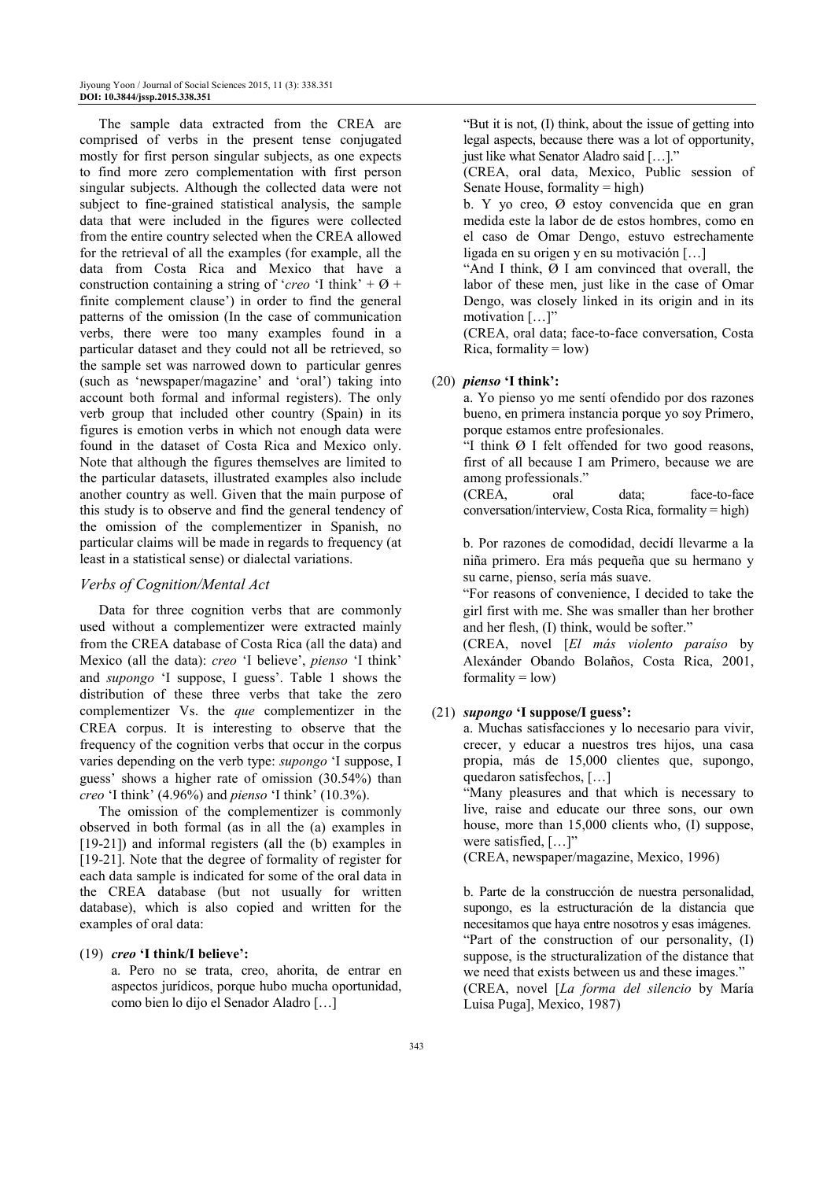The sample data extracted from the CREA are comprised of verbs in the present tense conjugated mostly for first person singular subjects, as one expects to find more zero complementation with first person singular subjects. Although the collected data were not subject to fine-grained statistical analysis, the sample data that were included in the figures were collected from the entire country selected when the CREA allowed for the retrieval of all the examples (for example, all the data from Costa Rica and Mexico that have a construction containing a string of '*creo* 'I think' + Ø + finite complement clause') in order to find the general patterns of the omission (In the case of communication verbs, there were too many examples found in a particular dataset and they could not all be retrieved, so the sample set was narrowed down to particular genres (such as 'newspaper/magazine' and 'oral') taking into account both formal and informal registers). The only verb group that included other country (Spain) in its figures is emotion verbs in which not enough data were found in the dataset of Costa Rica and Mexico only. Note that although the figures themselves are limited to the particular datasets, illustrated examples also include another country as well. Given that the main purpose of this study is to observe and find the general tendency of the omission of the complementizer in Spanish, no particular claims will be made in regards to frequency (at least in a statistical sense) or dialectal variations.

### *Verbs of Cognition/Mental Act*

Data for three cognition verbs that are commonly used without a complementizer were extracted mainly from the CREA database of Costa Rica (all the data) and Mexico (all the data): *creo* 'I believe', *pienso* 'I think' and *supongo* 'I suppose, I guess'. Table 1 shows the distribution of these three verbs that take the zero complementizer Vs. the *que* complementizer in the CREA corpus. It is interesting to observe that the frequency of the cognition verbs that occur in the corpus varies depending on the verb type: *supongo* 'I suppose, I guess' shows a higher rate of omission (30.54%) than *creo* 'I think' (4.96%) and *pienso* 'I think' (10.3%).

The omission of the complementizer is commonly observed in both formal (as in all the (a) examples in [19-21]) and informal registers (all the (b) examples in [19-21]. Note that the degree of formality of register for each data sample is indicated for some of the oral data in the CREA database (but not usually for written database), which is also copied and written for the examples of oral data:

(19) ***creo* 'I think/I believe':**

a. Pero no se trata, creo, ahorita, de entrar en aspectos jurídicos, porque hubo mucha oportunidad, como bien lo dijo el Senador Aladro […]

"But it is not, (I) think, about the issue of getting into legal aspects, because there was a lot of opportunity, just like what Senator Aladro said […]."

(CREA, oral data, Mexico, Public session of Senate House, formality = high)

b. Y yo creo, Ø estoy convencida que en gran medida este la labor de de estos hombres, como en el caso de Omar Dengo, estuvo estrechamente ligada en su origen y en su motivación […]

"And I think, Ø I am convinced that overall, the labor of these men, just like in the case of Omar Dengo, was closely linked in its origin and in its motivation […]"

(CREA, oral data; face-to-face conversation, Costa Rica, formality = low)

(20) ***pienso* 'I think':**

a. Yo pienso yo me sentí ofendido por dos razones bueno, en primera instancia porque yo soy Primero, porque estamos entre profesionales.

"I think Ø I felt offended for two good reasons, first of all because I am Primero, because we are among professionals."

(CREA, oral data; face-to-face conversation/interview, Costa Rica, formality = high)

b. Por razones de comodidad, decidí llevarme a la niña primero. Era más pequeña que su hermano y su carne, pienso, sería más suave.

"For reasons of convenience, I decided to take the girl first with me. She was smaller than her brother and her flesh, (I) think, would be softer."

(CREA, novel [*El más violento paraíso* by Alexánder Obando Bolaños, Costa Rica, 2001, formality = low)

(21) ***supongo* 'I suppose/I guess':**

a. Muchas satisfacciones y lo necesario para vivir, crecer, y educar a nuestros tres hijos, una casa propia, más de 15,000 clientes que, supongo, quedaron satisfechos, […]

"Many pleasures and that which is necessary to live, raise and educate our three sons, our own house, more than 15,000 clients who, (I) suppose, were satisfied, […]"

(CREA, newspaper/magazine, Mexico, 1996)

b. Parte de la construcción de nuestra personalidad, supongo, es la estructuración de la distancia que necesitamos que haya entre nosotros y esas imágenes.

"Part of the construction of our personality, (I) suppose, is the structuralization of the distance that we need that exists between us and these images."

(CREA, novel [*La forma del silencio* by María Luisa Puga], Mexico, 1987)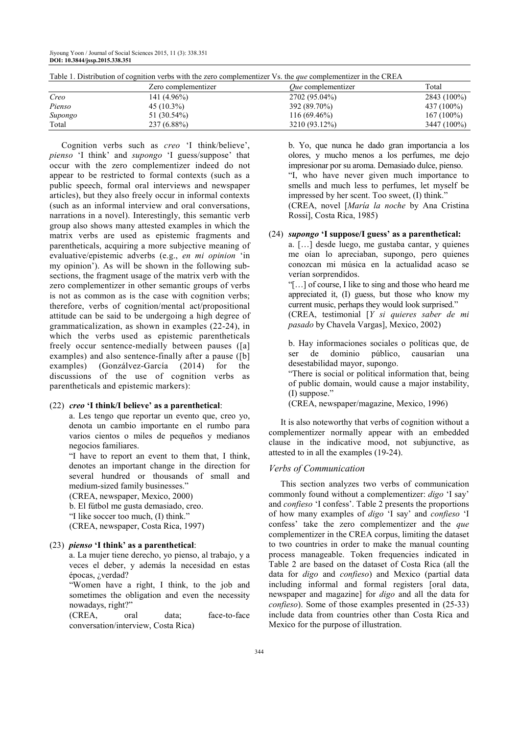Table 1. Distribution of cognition verbs with the zero complementizer Vs. the *que* complementizer in the CREA

| | Zero complementizer | *Que* complementizer | Total |
|---|---|---|---|
| *Creo* | 141 (4.96%) | 2702 (95.04%) | 2843 (100%) |
| *Pienso* | 45 (10.3%) | 392 (89.70%) | 437 (100%) |
| *Supongo* | 51 (30.54%) | 116 (69.46%) | 167 (100%) |
| Total | 237 (6.88%) | 3210 (93.12%) | 3447 (100%) |

Cognition verbs such as *creo* 'I think/believe', *pienso* 'I think' and *supongo* 'I guess/suppose' that occur with the zero complementizer indeed do not appear to be restricted to formal contexts (such as a public speech, formal oral interviews and newspaper articles), but they also freely occur in informal contexts (such as an informal interview and oral conversations, narrations in a novel). Interestingly, this semantic verb group also shows many attested examples in which the matrix verbs are used as epistemic fragments and parentheticals, acquiring a more subjective meaning of evaluative/epistemic adverbs (e.g., *en mi opinion* 'in my opinion'). As will be shown in the following subsections, the fragment usage of the matrix verb with the zero complementizer in other semantic groups of verbs is not as common as is the case with cognition verbs; therefore, verbs of cognition/mental act/propositional attitude can be said to be undergoing a high degree of grammaticalization, as shown in examples (22-24), in which the verbs used as epistemic parentheticals freely occur sentence-medially between pauses ([a] examples) and also sentence-finally after a pause ([b] examples) (Gonzálvez-García (2014) for the discussions of the use of cognition verbs as parentheticals and epistemic markers):

(22) ***creo* 'I think/I believe' as a parenthetical**:

a. Les tengo que reportar un evento que, creo yo, denota un cambio importante en el rumbo para varios cientos o miles de pequeños y medianos negocios familiares.
"I have to report an event to them that, I think, denotes an important change in the direction for several hundred or thousands of small and medium-sized family businesses."
(CREA, newspaper, Mexico, 2000)

b. El fútbol me gusta demasiado, creo.
"I like soccer too much, (I) think."
(CREA, newspaper, Costa Rica, 1997)

(23) ***pienso* 'I think' as a parenthetical**:

a. La mujer tiene derecho, yo pienso, al trabajo, y a veces el deber, y además la necesidad en estas épocas, ¿verdad?
"Women have a right, I think, to the job and sometimes the obligation and even the necessity nowadays, right?"
(CREA, oral data; face-to-face conversation/interview, Costa Rica)

b. Yo, que nunca he dado gran importancia a los olores, y mucho menos a los perfumes, me dejo impresionar por su aroma. Demasiado dulce, pienso.
"I, who have never given much importance to smells and much less to perfumes, let myself be impressed by her scent. Too sweet, (I) think."
(CREA, novel [*María la noche* by Ana Cristina Rossi], Costa Rica, 1985)

(24) ***supongo* 'I suppose/I guess' as a parenthetical:**

a. […] desde luego, me gustaba cantar, y quienes me oían lo apreciaban, supongo, pero quienes conozcan mi música en la actualidad acaso se verían sorprendidos.
"[…] of course, I like to sing and those who heard me appreciated it, (I) guess, but those who know my current music, perhaps they would look surprised."
(CREA, testimonial [*Y si quieres saber de mi pasado* by Chavela Vargas], Mexico, 2002)

b. Hay informaciones sociales o políticas que, de ser de dominio público, causarían una desestabilidad mayor, supongo.
"There is social or political information that, being of public domain, would cause a major instability, (I) suppose."
(CREA, newspaper/magazine, Mexico, 1996)

It is also noteworthy that verbs of cognition without a complementizer normally appear with an embedded clause in the indicative mood, not subjunctive, as attested to in all the examples (19-24).

### *Verbs of Communication*

This section analyzes two verbs of communication commonly found without a complementizer: *digo* 'I say' and *confieso* 'I confess'. Table 2 presents the proportions of how many examples of *digo* 'I say' and *confieso* 'I confess' take the zero complementizer and the *que* complementizer in the CREA corpus, limiting the dataset to two countries in order to make the manual counting process manageable. Token frequencies indicated in Table 2 are based on the dataset of Costa Rica (all the data for *digo* and *confieso*) and Mexico (partial data including informal and formal registers [oral data, newspaper and magazine] for *digo* and all the data for *confieso*). Some of those examples presented in (25-33) include data from countries other than Costa Rica and Mexico for the purpose of illustration.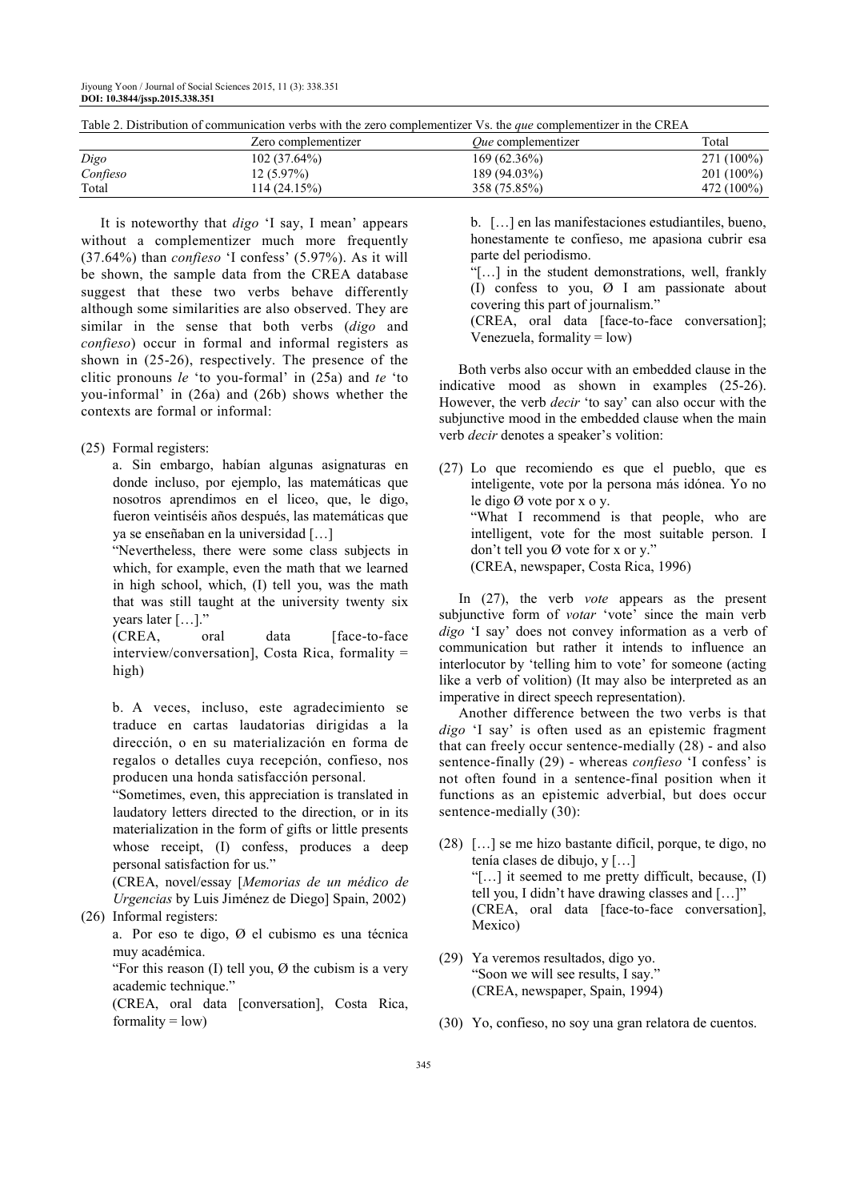Table 2. Distribution of communication verbs with the zero complementizer Vs. the *que* complementizer in the CREA

| | Zero complementizer | *Que* complementizer | Total |
|---|---|---|---|
| *Digo* | 102 (37.64%) | 169 (62.36%) | 271 (100%) |
| *Confieso* | 12 (5.97%) | 189 (94.03%) | 201 (100%) |
| Total | 114 (24.15%) | 358 (75.85%) | 472 (100%) |

It is noteworthy that *digo* 'I say, I mean' appears without a complementizer much more frequently (37.64%) than *confieso* 'I confess' (5.97%). As it will be shown, the sample data from the CREA database suggest that these two verbs behave differently although some similarities are also observed. They are similar in the sense that both verbs (*digo* and *confieso*) occur in formal and informal registers as shown in (25-26), respectively. The presence of the clitic pronouns *le* 'to you-formal' in (25a) and *te* 'to you-informal' in (26a) and (26b) shows whether the contexts are formal or informal:

(25) Formal registers:

a. Sin embargo, habían algunas asignaturas en donde incluso, por ejemplo, las matemáticas que nosotros aprendimos en el liceo, que, le digo, fueron veintiséis años después, las matemáticas que ya se enseñaban en la universidad […]

"Nevertheless, there were some class subjects in which, for example, even the math that we learned in high school, which, (I) tell you, was the math that was still taught at the university twenty six years later […]."

(CREA, oral data [face-to-face interview/conversation], Costa Rica, formality = high)

b. A veces, incluso, este agradecimiento se traduce en cartas laudatorias dirigidas a la dirección, o en su materialización en forma de regalos o detalles cuya recepción, confieso, nos producen una honda satisfacción personal.

"Sometimes, even, this appreciation is translated in laudatory letters directed to the direction, or in its materialization in the form of gifts or little presents whose receipt, (I) confess, produces a deep personal satisfaction for us."

(CREA, novel/essay [*Memorias de un médico de Urgencias* by Luis Jiménez de Diego] Spain, 2002)

(26) Informal registers:

a. Por eso te digo, Ø el cubismo es una técnica muy académica.

"For this reason (I) tell you, Ø the cubism is a very academic technique."

(CREA, oral data [conversation], Costa Rica, formality = low)

b. […] en las manifestaciones estudiantiles, bueno, honestamente te confieso, me apasiona cubrir esa parte del periodismo.

"[…] in the student demonstrations, well, frankly (I) confess to you, Ø I am passionate about covering this part of journalism."

(CREA, oral data [face-to-face conversation]; Venezuela, formality = low)

Both verbs also occur with an embedded clause in the indicative mood as shown in examples (25-26). However, the verb *decir* 'to say' can also occur with the subjunctive mood in the embedded clause when the main verb *decir* denotes a speaker's volition:

(27) Lo que recomiendo es que el pueblo, que es inteligente, vote por la persona más idónea. Yo no le digo Ø vote por x o y.

"What I recommend is that people, who are intelligent, vote for the most suitable person. I don't tell you Ø vote for x or y."

(CREA, newspaper, Costa Rica, 1996)

In (27), the verb *vote* appears as the present subjunctive form of *votar* 'vote' since the main verb *digo* 'I say' does not convey information as a verb of communication but rather it intends to influence an interlocutor by 'telling him to vote' for someone (acting like a verb of volition) (It may also be interpreted as an imperative in direct speech representation).

Another difference between the two verbs is that *digo* 'I say' is often used as an epistemic fragment that can freely occur sentence-medially (28) - and also sentence-finally (29) - whereas *confieso* 'I confess' is not often found in a sentence-final position when it functions as an epistemic adverbial, but does occur sentence-medially (30):

(28) […] se me hizo bastante difícil, porque, te digo, no tenía clases de dibujo, y […]

"[…] it seemed to me pretty difficult, because, (I) tell you, I didn't have drawing classes and […]"

(CREA, oral data [face-to-face conversation], Mexico)

(29) Ya veremos resultados, digo yo.

"Soon we will see results, I say."

(CREA, newspaper, Spain, 1994)

(30) Yo, confieso, no soy una gran relatora de cuentos.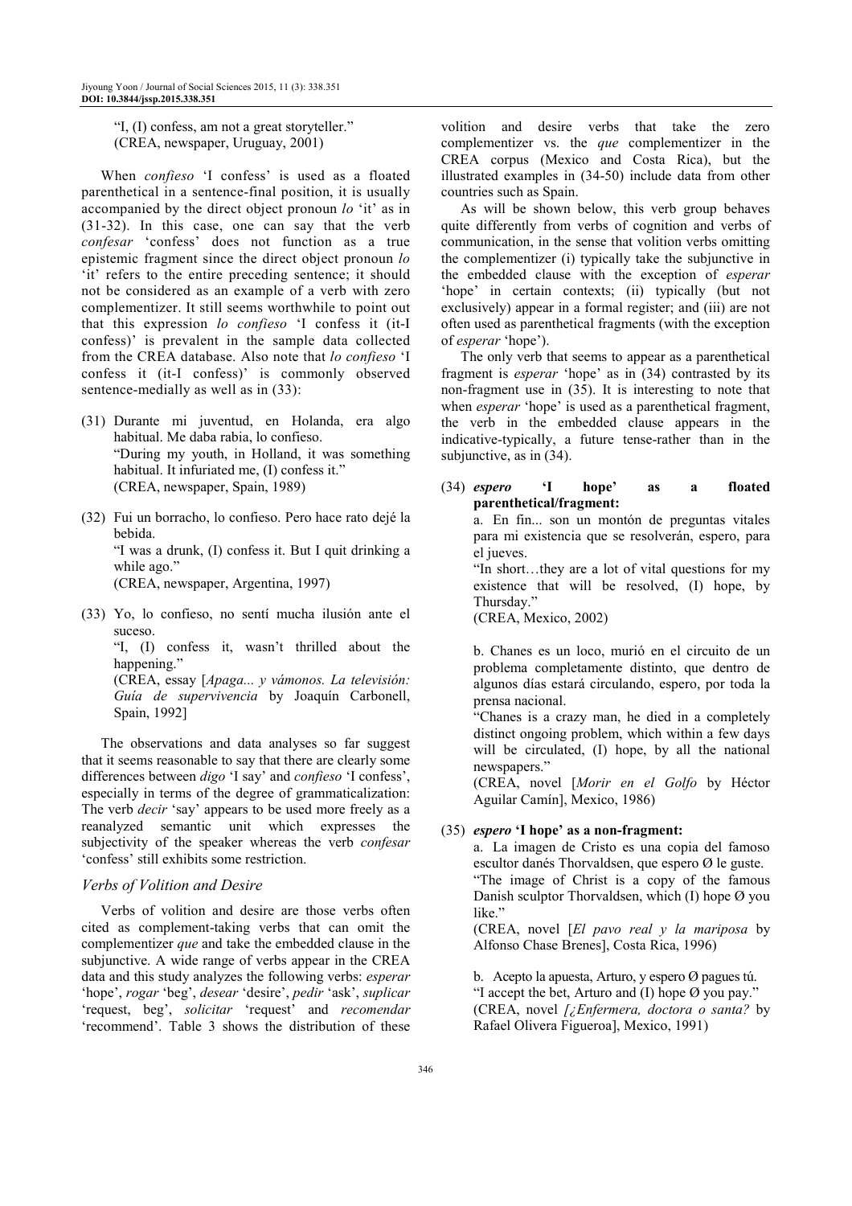"I, (I) confess, am not a great storyteller."
(CREA, newspaper, Uruguay, 2001)

When *confieso* 'I confess' is used as a floated parenthetical in a sentence-final position, it is usually accompanied by the direct object pronoun *lo* 'it' as in (31-32). In this case, one can say that the verb *confesar* 'confess' does not function as a true epistemic fragment since the direct object pronoun *lo* 'it' refers to the entire preceding sentence; it should not be considered as an example of a verb with zero complementizer. It still seems worthwhile to point out that this expression *lo confieso* 'I confess it (it-I confess)' is prevalent in the sample data collected from the CREA database. Also note that *lo confieso* 'I confess it (it-I confess)' is commonly observed sentence-medially as well as in (33):

(31) Durante mi juventud, en Holanda, era algo habitual. Me daba rabia, lo confieso.
"During my youth, in Holland, it was something habitual. It infuriated me, (I) confess it."
(CREA, newspaper, Spain, 1989)

(32) Fui un borracho, lo confieso. Pero hace rato dejé la bebida.
"I was a drunk, (I) confess it. But I quit drinking a while ago."
(CREA, newspaper, Argentina, 1997)

(33) Yo, lo confieso, no sentí mucha ilusión ante el suceso.
"I, (I) confess it, wasn't thrilled about the happening."
(CREA, essay [*Apaga... y vámonos. La televisión: Guía de supervivencia* by Joaquín Carbonell, Spain, 1992]

The observations and data analyses so far suggest that it seems reasonable to say that there are clearly some differences between *digo* 'I say' and *confieso* 'I confess', especially in terms of the degree of grammaticalization: The verb *decir* 'say' appears to be used more freely as a reanalyzed semantic unit which expresses the subjectivity of the speaker whereas the verb *confesar* 'confess' still exhibits some restriction.

### *Verbs of Volition and Desire*

Verbs of volition and desire are those verbs often cited as complement-taking verbs that can omit the complementizer *que* and take the embedded clause in the subjunctive. A wide range of verbs appear in the CREA data and this study analyzes the following verbs: *esperar* 'hope', *rogar* 'beg', *desear* 'desire', *pedir* 'ask', *suplicar* 'request, beg', *solicitar* 'request' and *recomendar* 'recommend'. Table 3 shows the distribution of these volition and desire verbs that take the zero complementizer vs. the *que* complementizer in the CREA corpus (Mexico and Costa Rica), but the illustrated examples in (34-50) include data from other countries such as Spain.

As will be shown below, this verb group behaves quite differently from verbs of cognition and verbs of communication, in the sense that volition verbs omitting the complementizer (i) typically take the subjunctive in the embedded clause with the exception of *esperar* 'hope' in certain contexts; (ii) typically (but not exclusively) appear in a formal register; and (iii) are not often used as parenthetical fragments (with the exception of *esperar* 'hope').

The only verb that seems to appear as a parenthetical fragment is *esperar* 'hope' as in (34) contrasted by its non-fragment use in (35). It is interesting to note that when *esperar* 'hope' is used as a parenthetical fragment, the verb in the embedded clause appears in the indicative-typically, a future tense-rather than in the subjunctive, as in (34).

(34) ***espero* 'I hope' as a floated parenthetical/fragment:**

a. En fin... son un montón de preguntas vitales para mi existencia que se resolverán, espero, para el jueves.
"In short…they are a lot of vital questions for my existence that will be resolved, (I) hope, by Thursday."
(CREA, Mexico, 2002)

b. Chanes es un loco, murió en el circuito de un problema completamente distinto, que dentro de algunos días estará circulando, espero, por toda la prensa nacional.
"Chanes is a crazy man, he died in a completely distinct ongoing problem, which within a few days will be circulated, (I) hope, by all the national newspapers."
(CREA, novel [*Morir en el Golfo* by Héctor Aguilar Camín], Mexico, 1986)

(35) ***espero* 'I hope' as a non-fragment:**

a. La imagen de Cristo es una copia del famoso escultor danés Thorvaldsen, que espero Ø le guste.
"The image of Christ is a copy of the famous Danish sculptor Thorvaldsen, which (I) hope Ø you like."
(CREA, novel [*El pavo real y la mariposa* by Alfonso Chase Brenes], Costa Rica, 1996)

b. Acepto la apuesta, Arturo, y espero Ø pagues tú.
"I accept the bet, Arturo and (I) hope Ø you pay."
(CREA, novel [*¿Enfermera, doctora o santa?* by Rafael Olivera Figueroa], Mexico, 1991)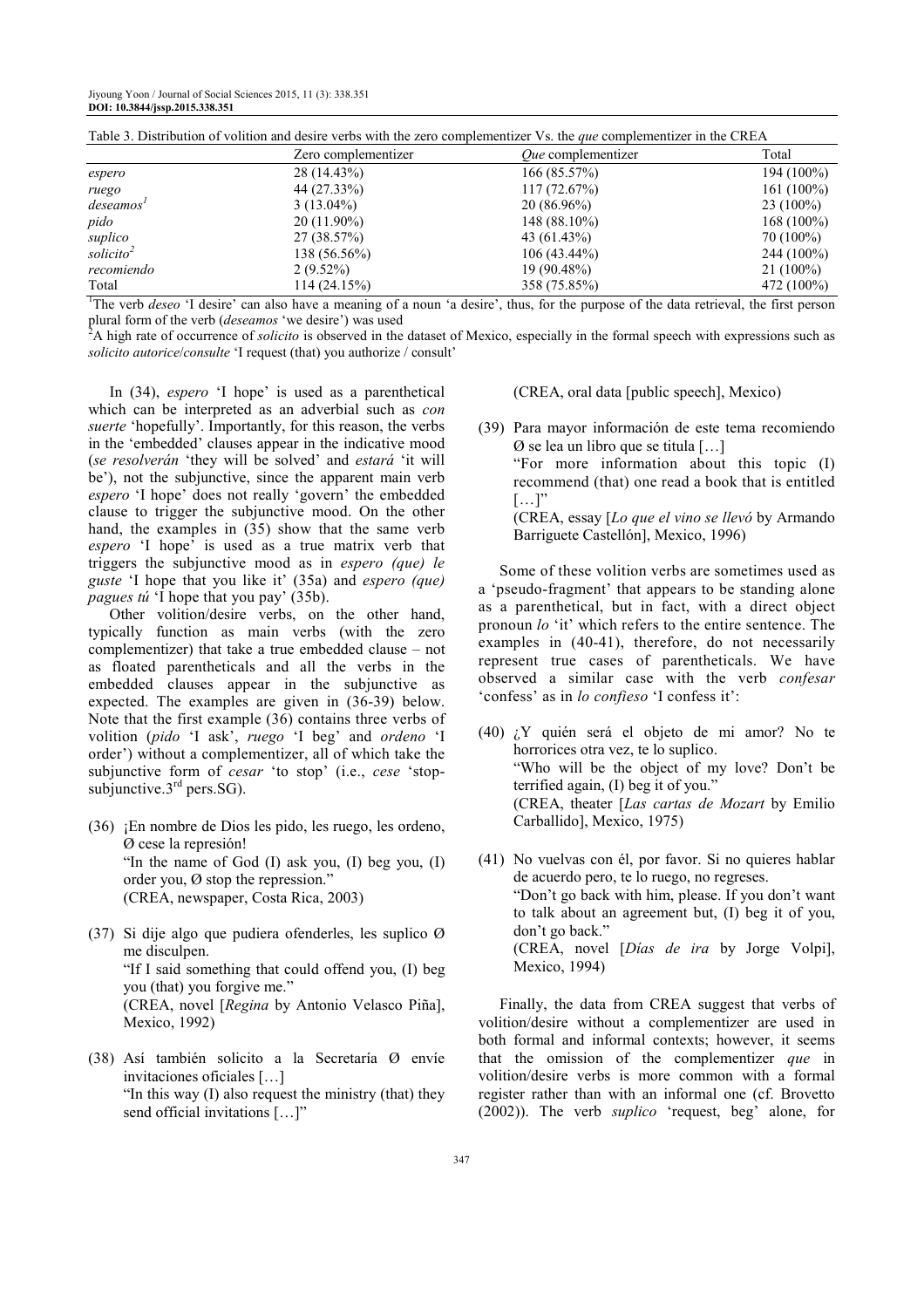Table 3. Distribution of volition and desire verbs with the zero complementizer Vs. the *que* complementizer in the CREA

| | Zero complementizer | *Que* complementizer | Total |
|---|---|---|---|
| *espero* | 28 (14.43%) | 166 (85.57%) | 194 (100%) |
| *ruego* | 44 (27.33%) | 117 (72.67%) | 161 (100%) |
| *deseamos*[1] | 3 (13.04%) | 20 (86.96%) | 23 (100%) |
| *pido* | 20 (11.90%) | 148 (88.10%) | 168 (100%) |
| *suplico* | 27 (38.57%) | 43 (61.43%) | 70 (100%) |
| *solicito*[2] | 138 (56.56%) | 106 (43.44%) | 244 (100%) |
| *recomiendo* | 2 (9.52%) | 19 (90.48%) | 21 (100%) |
| Total | 114 (24.15%) | 358 (75.85%) | 472 (100%) |

[1]The verb *deseo* 'I desire' can also have a meaning of a noun 'a desire', thus, for the purpose of the data retrieval, the first person plural form of the verb (*deseamos* 'we desire') was used

[2]A high rate of occurrence of *solicito* is observed in the dataset of Mexico, especially in the formal speech with expressions such as *solicito autorice*/*consulte* 'I request (that) you authorize / consult'

In (34), *espero* 'I hope' is used as a parenthetical which can be interpreted as an adverbial such as *con suerte* 'hopefully'. Importantly, for this reason, the verbs in the 'embedded' clauses appear in the indicative mood (*se resolverán* 'they will be solved' and *estará* 'it will be'), not the subjunctive, since the apparent main verb *espero* 'I hope' does not really 'govern' the embedded clause to trigger the subjunctive mood. On the other hand, the examples in (35) show that the same verb *espero* 'I hope' is used as a true matrix verb that triggers the subjunctive mood as in *espero (que) le guste* 'I hope that you like it' (35a) and *espero (que) pagues tú* 'I hope that you pay' (35b).

Other volition/desire verbs, on the other hand, typically function as main verbs (with the zero complementizer) that take a true embedded clause – not as floated parentheticals and all the verbs in the embedded clauses appear in the subjunctive as expected. The examples are given in (36-39) below. Note that the first example (36) contains three verbs of volition (*pido* 'I ask', *ruego* 'I beg' and *ordeno* 'I order') without a complementizer, all of which take the subjunctive form of *cesar* 'to stop' (i.e., *cese* 'stop-subjunctive.3rd pers.SG).

(36) ¡En nombre de Dios les pido, les ruego, les ordeno, Ø cese la represión!
"In the name of God (I) ask you, (I) beg you, (I) order you, Ø stop the repression."
(CREA, newspaper, Costa Rica, 2003)

(37) Si dije algo que pudiera ofenderles, les suplico Ø me disculpen.
"If I said something that could offend you, (I) beg you (that) you forgive me."
(CREA, novel [*Regina* by Antonio Velasco Piña], Mexico, 1992)

(38) Así también solicito a la Secretaría Ø envíe invitaciones oficiales […]
"In this way (I) also request the ministry (that) they send official invitations […]"
(CREA, oral data [public speech], Mexico)

(39) Para mayor información de este tema recomiendo Ø se lea un libro que se titula […]
"For more information about this topic (I) recommend (that) one read a book that is entitled […]"
(CREA, essay [*Lo que el vino se llevó* by Armando Barriguete Castellón], Mexico, 1996)

Some of these volition verbs are sometimes used as a 'pseudo-fragment' that appears to be standing alone as a parenthetical, but in fact, with a direct object pronoun *lo* 'it' which refers to the entire sentence. The examples in (40-41), therefore, do not necessarily represent true cases of parentheticals. We have observed a similar case with the verb *confesar* 'confess' as in *lo confieso* 'I confess it':

(40) ¿Y quién será el objeto de mi amor? No te horrorices otra vez, te lo suplico.
"Who will be the object of my love? Don't be terrified again, (I) beg it of you."
(CREA, theater [*Las cartas de Mozart* by Emilio Carballido], Mexico, 1975)

(41) No vuelvas con él, por favor. Si no quieres hablar de acuerdo pero, te lo ruego, no regreses.
"Don't go back with him, please. If you don't want to talk about an agreement but, (I) beg it of you, don't go back."
(CREA, novel [*Días de ira* by Jorge Volpi], Mexico, 1994)

Finally, the data from CREA suggest that verbs of volition/desire without a complementizer are used in both formal and informal contexts; however, it seems that the omission of the complementizer *que* in volition/desire verbs is more common with a formal register rather than with an informal one (cf. Brovetto (2002)). The verb *suplico* 'request, beg' alone, for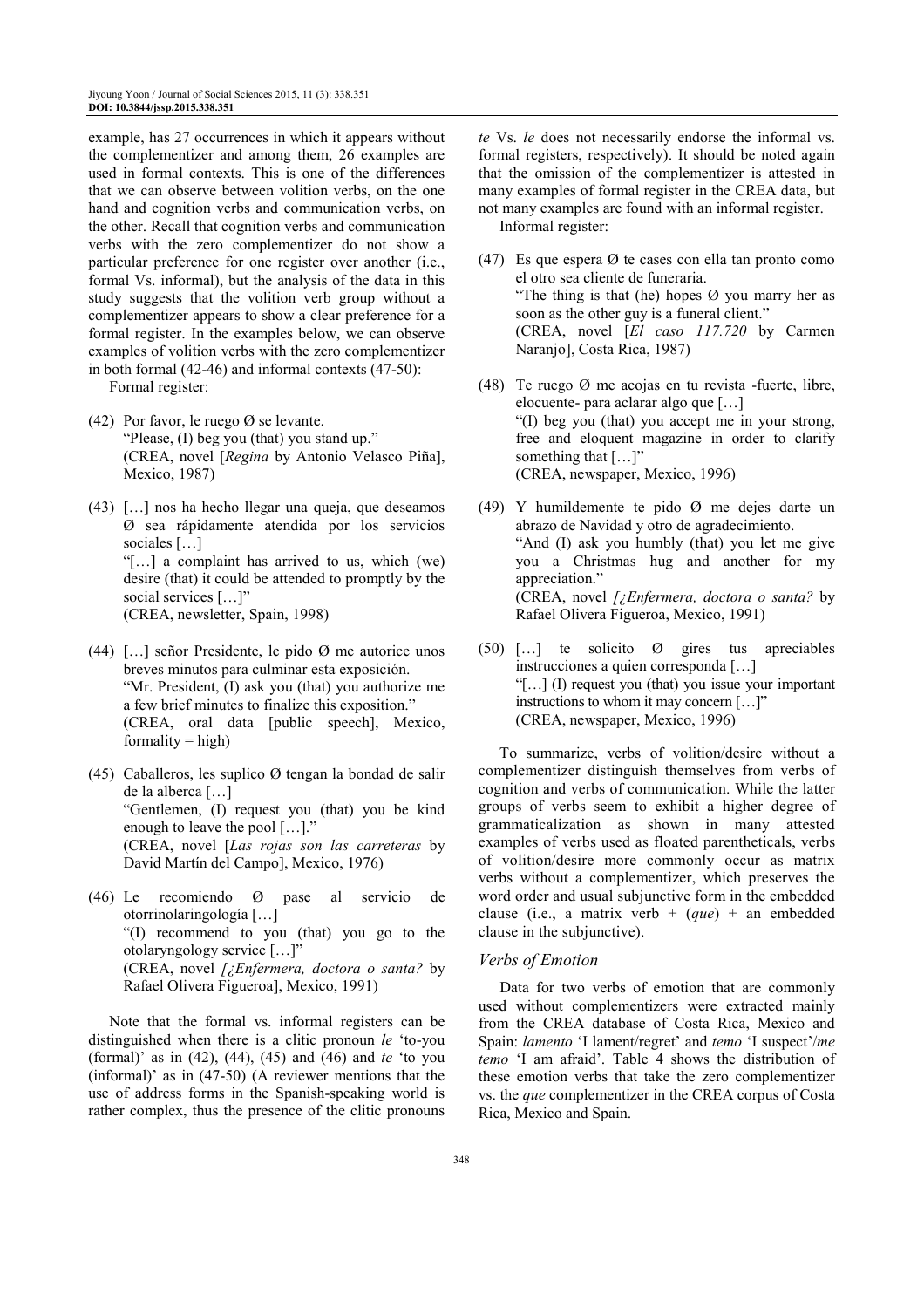example, has 27 occurrences in which it appears without the complementizer and among them, 26 examples are used in formal contexts. This is one of the differences that we can observe between volition verbs, on the one hand and cognition verbs and communication verbs, on the other. Recall that cognition verbs and communication verbs with the zero complementizer do not show a particular preference for one register over another (i.e., formal Vs. informal), but the analysis of the data in this study suggests that the volition verb group without a complementizer appears to show a clear preference for a formal register. In the examples below, we can observe examples of volition verbs with the zero complementizer in both formal (42-46) and informal contexts (47-50):

Formal register:

(42) Por favor, le ruego Ø se levante.
"Please, (I) beg you (that) you stand up."
(CREA, novel [*Regina* by Antonio Velasco Piña], Mexico, 1987)

(43) […] nos ha hecho llegar una queja, que deseamos Ø sea rápidamente atendida por los servicios sociales […]
"[…] a complaint has arrived to us, which (we) desire (that) it could be attended to promptly by the social services […]"
(CREA, newsletter, Spain, 1998)

(44) […] señor Presidente, le pido Ø me autorice unos breves minutos para culminar esta exposición.
"Mr. President, (I) ask you (that) you authorize me a few brief minutes to finalize this exposition."
(CREA, oral data [public speech], Mexico, formality = high)

(45) Caballeros, les suplico Ø tengan la bondad de salir de la alberca […]
"Gentlemen, (I) request you (that) you be kind enough to leave the pool […]."
(CREA, novel [*Las rojas son las carreteras* by David Martín del Campo], Mexico, 1976)

(46) Le recomiendo Ø pase al servicio de otorrinolaringología […]
"(I) recommend to you (that) you go to the otolaryngology service […]"
(CREA, novel [*¿Enfermera, doctora o santa?* by Rafael Olivera Figueroa], Mexico, 1991)

Note that the formal vs. informal registers can be distinguished when there is a clitic pronoun *le* 'to-you (formal)' as in (42), (44), (45) and (46) and *te* 'to you (informal)' as in (47-50) (A reviewer mentions that the use of address forms in the Spanish-speaking world is rather complex, thus the presence of the clitic pronouns *te* Vs. *le* does not necessarily endorse the informal vs. formal registers, respectively). It should be noted again that the omission of the complementizer is attested in many examples of formal register in the CREA data, but not many examples are found with an informal register.

Informal register:

(47) Es que espera Ø te cases con ella tan pronto como el otro sea cliente de funeraria.
"The thing is that (he) hopes Ø you marry her as soon as the other guy is a funeral client."
(CREA, novel [*El caso 117.720* by Carmen Naranjo], Costa Rica, 1987)

(48) Te ruego Ø me acojas en tu revista -fuerte, libre, elocuente- para aclarar algo que […]
"(I) beg you (that) you accept me in your strong, free and eloquent magazine in order to clarify something that […]"
(CREA, newspaper, Mexico, 1996)

(49) Y humildemente te pido Ø me dejes darte un abrazo de Navidad y otro de agradecimiento.
"And (I) ask you humbly (that) you let me give you a Christmas hug and another for my appreciation."
(CREA, novel [*¿Enfermera, doctora o santa?* by Rafael Olivera Figueroa, Mexico, 1991)

(50) […] te solicito Ø gires tus apreciables instrucciones a quien corresponda […]
"[…] (I) request you (that) you issue your important instructions to whom it may concern […]"
(CREA, newspaper, Mexico, 1996)

To summarize, verbs of volition/desire without a complementizer distinguish themselves from verbs of cognition and verbs of communication. While the latter groups of verbs seem to exhibit a higher degree of grammaticalization as shown in many attested examples of verbs used as floated parentheticals, verbs of volition/desire more commonly occur as matrix verbs without a complementizer, which preserves the word order and usual subjunctive form in the embedded clause (i.e., a matrix verb + (*que*) + an embedded clause in the subjunctive).

### Verbs of Emotion

Data for two verbs of emotion that are commonly used without complementizers were extracted mainly from the CREA database of Costa Rica, Mexico and Spain: *lamento* 'I lament/regret' and *temo* 'I suspect'/*me temo* 'I am afraid'. Table 4 shows the distribution of these emotion verbs that take the zero complementizer vs. the *que* complementizer in the CREA corpus of Costa Rica, Mexico and Spain.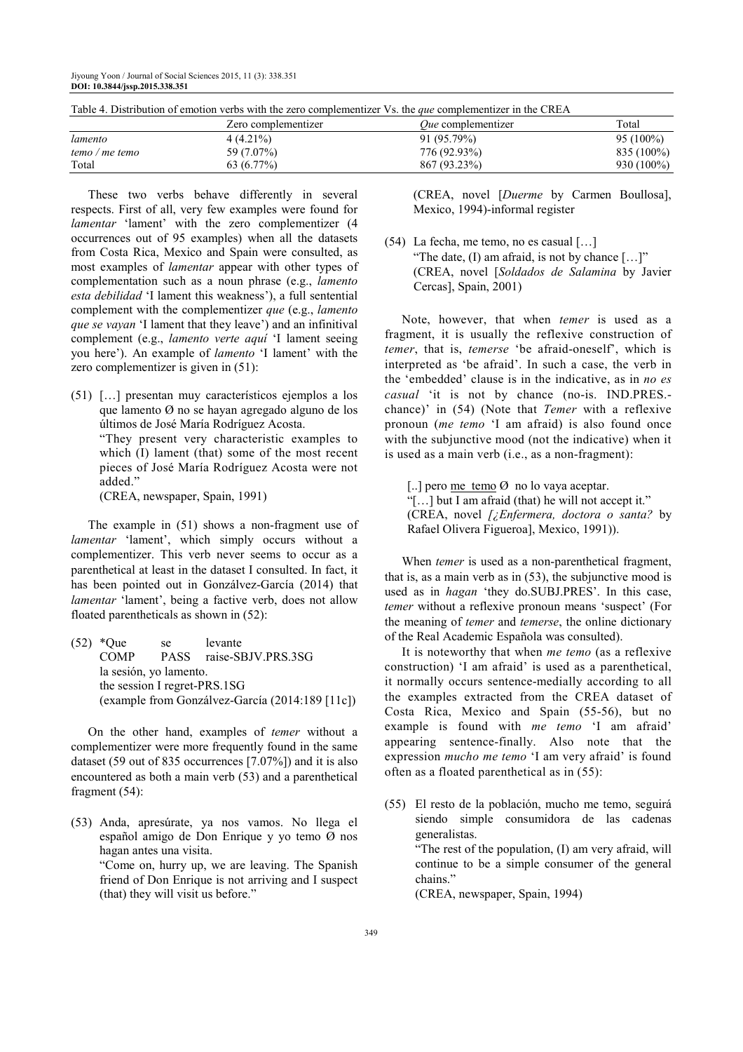Table 4. Distribution of emotion verbs with the zero complementizer Vs. the *que* complementizer in the CREA

| | Zero complementizer | *Que* complementizer | Total |
|---|---|---|---|
| *lamento* | 4 (4.21%) | 91 (95.79%) | 95 (100%) |
| *temo / me temo* | 59 (7.07%) | 776 (92.93%) | 835 (100%) |
| Total | 63 (6.77%) | 867 (93.23%) | 930 (100%) |

These two verbs behave differently in several respects. First of all, very few examples were found for *lamentar* 'lament' with the zero complementizer (4 occurrences out of 95 examples) when all the datasets from Costa Rica, Mexico and Spain were consulted, as most examples of *lamentar* appear with other types of complementation such as a noun phrase (e.g., *lamento esta debilidad* 'I lament this weakness'), a full sentential complement with the complementizer *que* (e.g., *lamento que se vayan* 'I lament that they leave') and an infinitival complement (e.g., *lamento verte aquí* 'I lament seeing you here'). An example of *lamento* 'I lament' with the zero complementizer is given in (51):

(51) […] presentan muy característicos ejemplos a los que lamento Ø no se hayan agregado alguno de los últimos de José María Rodríguez Acosta.
"They present very characteristic examples to which (I) lament (that) some of the most recent pieces of José María Rodríguez Acosta were not added."
(CREA, newspaper, Spain, 1991)

The example in (51) shows a non-fragment use of *lamentar* 'lament', which simply occurs without a complementizer. This verb never seems to occur as a parenthetical at least in the dataset I consulted. In fact, it has been pointed out in Gonzálvez-García (2014) that *lamentar* 'lament', being a factive verb, does not allow floated parentheticals as shown in (52):

(52) *Que se levante
COMP PASS raise-SBJV.PRS.3SG
la sesión, yo lamento.
the session I regret-PRS.1SG
(example from Gonzálvez-García (2014:189 [11c])

On the other hand, examples of *temer* without a complementizer were more frequently found in the same dataset (59 out of 835 occurrences [7.07%]) and it is also encountered as both a main verb (53) and a parenthetical fragment (54):

(53) Anda, apresúrate, ya nos vamos. No llega el español amigo de Don Enrique y yo temo Ø nos hagan antes una visita.
"Come on, hurry up, we are leaving. The Spanish friend of Don Enrique is not arriving and I suspect (that) they will visit us before."
(CREA, novel [*Duerme* by Carmen Boullosa], Mexico, 1994)-informal register

(54) La fecha, me temo, no es casual […]
"The date, (I) am afraid, is not by chance […]"
(CREA, novel [*Soldados de Salamina* by Javier Cercas], Spain, 2001)

Note, however, that when *temer* is used as a fragment, it is usually the reflexive construction of *temer*, that is, *temerse* 'be afraid-oneself', which is interpreted as 'be afraid'. In such a case, the verb in the 'embedded' clause is in the indicative, as in *no es casual* 'it is not by chance (no-is. IND.PRES.-chance)' in (54) (Note that *Temer* with a reflexive pronoun (*me temo* 'I am afraid) is also found once with the subjunctive mood (not the indicative) when it is used as a main verb (i.e., as a non-fragment):

[..] pero me temo Ø no lo vaya aceptar.
"[…] but I am afraid (that) he will not accept it."
(CREA, novel *[¿Enfermera, doctora o santa?* by Rafael Olivera Figueroa], Mexico, 1991)).

When *temer* is used as a non-parenthetical fragment, that is, as a main verb as in (53), the subjunctive mood is used as in *hagan* 'they do.SUBJ.PRES'. In this case, *temer* without a reflexive pronoun means 'suspect' (For the meaning of *temer* and *temerse*, the online dictionary of the Real Academic Española was consulted).

It is noteworthy that when *me temo* (as a reflexive construction) 'I am afraid' is used as a parenthetical, it normally occurs sentence-medially according to all the examples extracted from the CREA dataset of Costa Rica, Mexico and Spain (55-56), but no example is found with *me temo* 'I am afraid' appearing sentence-finally. Also note that the expression *mucho me temo* 'I am very afraid' is found often as a floated parenthetical as in (55):

(55) El resto de la población, mucho me temo, seguirá siendo simple consumidora de las cadenas generalistas.
"The rest of the population, (I) am very afraid, will continue to be a simple consumer of the general chains."
(CREA, newspaper, Spain, 1994)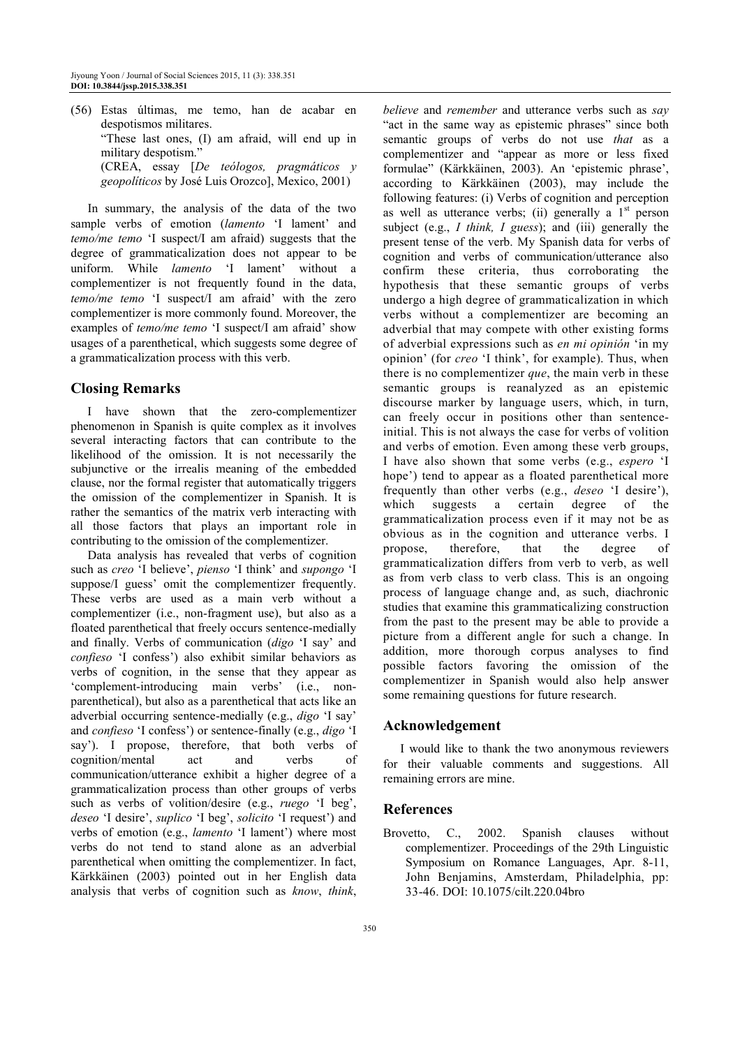(56) Estas últimas, me temo, han de acabar en despotismos militares.
"These last ones, (I) am afraid, will end up in military despotism."
(CREA, essay [*De teólogos, pragmáticos y geopolíticos* by José Luis Orozco], Mexico, 2001)

In summary, the analysis of the data of the two sample verbs of emotion (*lamento* 'I lament' and *temo/me temo* 'I suspect/I am afraid) suggests that the degree of grammaticalization does not appear to be uniform. While *lamento* 'I lament' without a complementizer is not frequently found in the data, *temo/me temo* 'I suspect/I am afraid' with the zero complementizer is more commonly found. Moreover, the examples of *temo/me temo* 'I suspect/I am afraid' show usages of a parenthetical, which suggests some degree of a grammaticalization process with this verb.

## Closing Remarks

I have shown that the zero-complementizer phenomenon in Spanish is quite complex as it involves several interacting factors that can contribute to the likelihood of the omission. It is not necessarily the subjunctive or the irrealis meaning of the embedded clause, nor the formal register that automatically triggers the omission of the complementizer in Spanish. It is rather the semantics of the matrix verb interacting with all those factors that plays an important role in contributing to the omission of the complementizer.

Data analysis has revealed that verbs of cognition such as *creo* 'I believe', *pienso* 'I think' and *supongo* 'I suppose/I guess' omit the complementizer frequently. These verbs are used as a main verb without a complementizer (i.e., non-fragment use), but also as a floated parenthetical that freely occurs sentence-medially and finally. Verbs of communication (*digo* 'I say' and *confieso* 'I confess') also exhibit similar behaviors as verbs of cognition, in the sense that they appear as 'complement-introducing main verbs' (i.e., non-parenthetical), but also as a parenthetical that acts like an adverbial occurring sentence-medially (e.g., *digo* 'I say' and *confieso* 'I confess') or sentence-finally (e.g., *digo* 'I say'). I propose, therefore, that both verbs of cognition/mental act and verbs of communication/utterance exhibit a higher degree of a grammaticalization process than other groups of verbs such as verbs of volition/desire (e.g., *ruego* 'I beg', *deseo* 'I desire', *suplico* 'I beg', *solicito* 'I request') and verbs of emotion (e.g., *lamento* 'I lament') where most verbs do not tend to stand alone as an adverbial parenthetical when omitting the complementizer. In fact, Kärkkäinen (2003) pointed out in her English data analysis that verbs of cognition such as *know*, *think*, *believe* and *remember* and utterance verbs such as *say* "act in the same way as epistemic phrases" since both semantic groups of verbs do not use *that* as a complementizer and "appear as more or less fixed formulae" (Kärkkäinen, 2003). An 'epistemic phrase', according to Kärkkäinen (2003), may include the following features: (i) Verbs of cognition and perception as well as utterance verbs; (ii) generally a 1st person subject (e.g., *I think, I guess*); and (iii) generally the present tense of the verb. My Spanish data for verbs of cognition and verbs of communication/utterance also confirm these criteria, thus corroborating the hypothesis that these semantic groups of verbs undergo a high degree of grammaticalization in which verbs without a complementizer are becoming an adverbial that may compete with other existing forms of adverbial expressions such as *en mi opinión* 'in my opinion' (for *creo* 'I think', for example). Thus, when there is no complementizer *que*, the main verb in these semantic groups is reanalyzed as an epistemic discourse marker by language users, which, in turn, can freely occur in positions other than sentence-initial. This is not always the case for verbs of volition and verbs of emotion. Even among these verb groups, I have also shown that some verbs (e.g., *espero* 'I hope') tend to appear as a floated parenthetical more frequently than other verbs (e.g., *deseo* 'I desire'), which suggests a certain degree of the grammaticalization process even if it may not be as obvious as in the cognition and utterance verbs. I propose, therefore, that the degree of grammaticalization differs from verb to verb, as well as from verb class to verb class. This is an ongoing process of language change and, as such, diachronic studies that examine this grammaticalizing construction from the past to the present may be able to provide a picture from a different angle for such a change. In addition, more thorough corpus analyses to find possible factors favoring the omission of the complementizer in Spanish would also help answer some remaining questions for future research.

## Acknowledgement

I would like to thank the two anonymous reviewers for their valuable comments and suggestions. All remaining errors are mine.

## References

Brovetto, C., 2002. Spanish clauses without complementizer. Proceedings of the 29th Linguistic Symposium on Romance Languages, Apr. 8-11, John Benjamins, Amsterdam, Philadelphia, pp: 33-46. DOI: 10.1075/cilt.220.04bro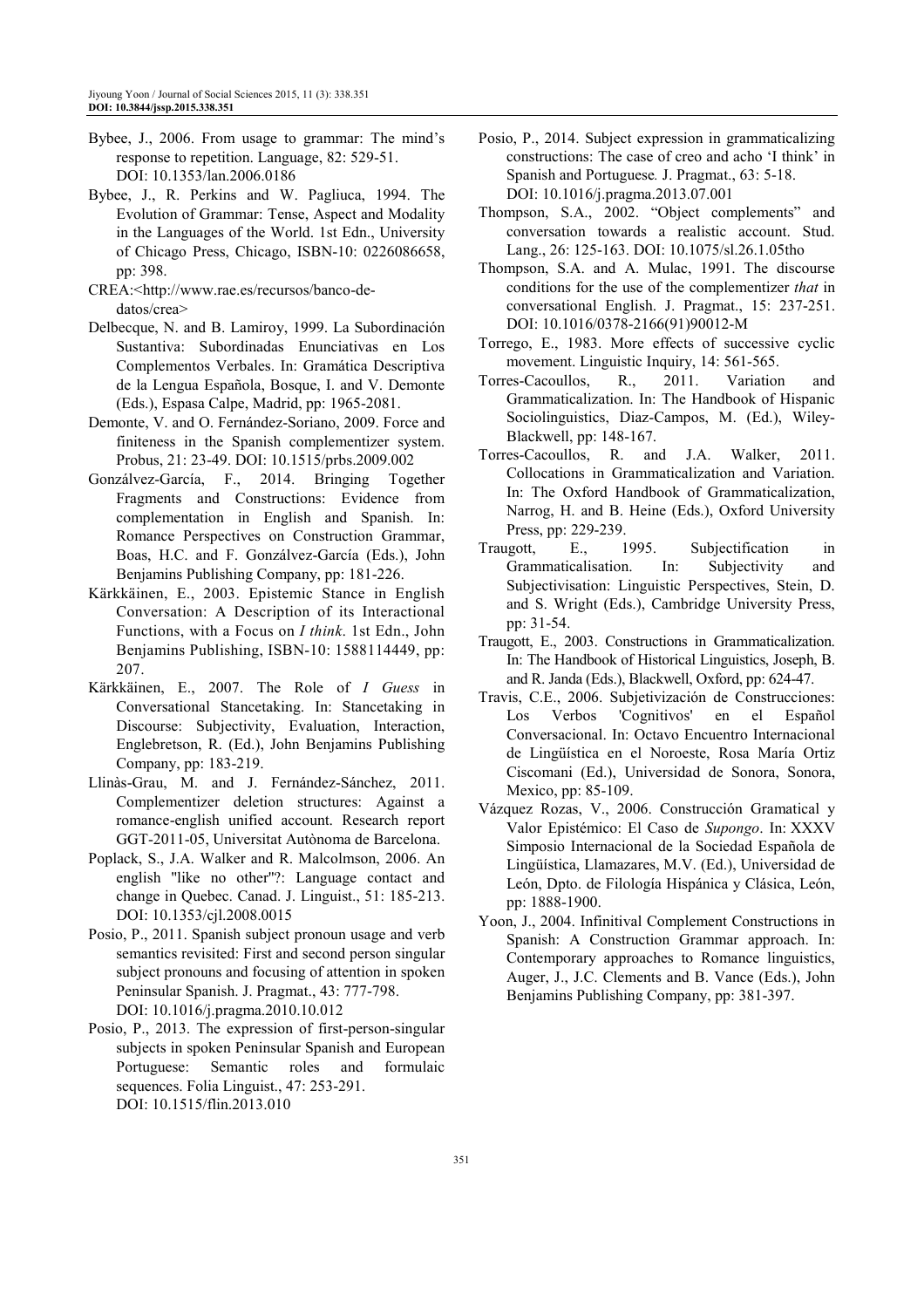Bybee, J., 2006. From usage to grammar: The mind's response to repetition. Language, 82: 529-51. DOI: 10.1353/lan.2006.0186

Bybee, J., R. Perkins and W. Pagliuca, 1994. The Evolution of Grammar: Tense, Aspect and Modality in the Languages of the World. 1st Edn., University of Chicago Press, Chicago, ISBN-10: 0226086658, pp: 398.

CREA:<http://www.rae.es/recursos/banco-de-datos/crea>

Delbecque, N. and B. Lamiroy, 1999. La Subordinación Sustantiva: Subordinadas Enunciativas en Los Complementos Verbales. In: Gramática Descriptiva de la Lengua Española, Bosque, I. and V. Demonte (Eds.), Espasa Calpe, Madrid, pp: 1965-2081.

Demonte, V. and O. Fernández-Soriano, 2009. Force and finiteness in the Spanish complementizer system. Probus, 21: 23-49. DOI: 10.1515/prbs.2009.002

Gonzálvez-García, F., 2014. Bringing Together Fragments and Constructions: Evidence from complementation in English and Spanish. In: Romance Perspectives on Construction Grammar, Boas, H.C. and F. Gonzálvez-García (Eds.), John Benjamins Publishing Company, pp: 181-226.

Kärkkäinen, E., 2003. Epistemic Stance in English Conversation: A Description of its Interactional Functions, with a Focus on *I think*. 1st Edn., John Benjamins Publishing, ISBN-10: 1588114449, pp: 207.

Kärkkäinen, E., 2007. The Role of *I Guess* in Conversational Stancetaking. In: Stancetaking in Discourse: Subjectivity, Evaluation, Interaction, Englebretson, R. (Ed.), John Benjamins Publishing Company, pp: 183-219.

Llinàs-Grau, M. and J. Fernández-Sánchez, 2011. Complementizer deletion structures: Against a romance-english unified account. Research report GGT-2011-05, Universitat Autònoma de Barcelona.

Poplack, S., J.A. Walker and R. Malcolmson, 2006. An english "like no other"?: Language contact and change in Quebec. Canad. J. Linguist., 51: 185-213. DOI: 10.1353/cjl.2008.0015

Posio, P., 2011. Spanish subject pronoun usage and verb semantics revisited: First and second person singular subject pronouns and focusing of attention in spoken Peninsular Spanish. J. Pragmat., 43: 777-798. DOI: 10.1016/j.pragma.2010.10.012

Posio, P., 2013. The expression of first-person-singular subjects in spoken Peninsular Spanish and European Portuguese: Semantic roles and formulaic sequences. Folia Linguist., 47: 253-291. DOI: 10.1515/flin.2013.010

Posio, P., 2014. Subject expression in grammaticalizing constructions: The case of creo and acho 'I think' in Spanish and Portuguese. J. Pragmat., 63: 5-18. DOI: 10.1016/j.pragma.2013.07.001

Thompson, S.A., 2002. "Object complements" and conversation towards a realistic account. Stud. Lang., 26: 125-163. DOI: 10.1075/sl.26.1.05tho

Thompson, S.A. and A. Mulac, 1991. The discourse conditions for the use of the complementizer *that* in conversational English. J. Pragmat., 15: 237-251. DOI: 10.1016/0378-2166(91)90012-M

Torrego, E., 1983. More effects of successive cyclic movement. Linguistic Inquiry, 14: 561-565.

Torres-Cacoullos, R., 2011. Variation and Grammaticalization. In: The Handbook of Hispanic Sociolinguistics, Diaz-Campos, M. (Ed.), Wiley-Blackwell, pp: 148-167.

Torres-Cacoullos, R. and J.A. Walker, 2011. Collocations in Grammaticalization and Variation. In: The Oxford Handbook of Grammaticalization, Narrog, H. and B. Heine (Eds.), Oxford University Press, pp: 229-239.

Traugott, E., 1995. Subjectification in Grammaticalisation. In: Subjectivity and Subjectivisation: Linguistic Perspectives, Stein, D. and S. Wright (Eds.), Cambridge University Press, pp: 31-54.

Traugott, E., 2003. Constructions in Grammaticalization. In: The Handbook of Historical Linguistics, Joseph, B. and R. Janda (Eds.), Blackwell, Oxford, pp: 624-47.

Travis, C.E., 2006. Subjetivización de Construcciones: Los Verbos 'Cognitivos' en el Español Conversacional. In: Octavo Encuentro Internacional de Lingüística en el Noroeste, Rosa María Ortiz Ciscomani (Ed.), Universidad de Sonora, Sonora, Mexico, pp: 85-109.

Vázquez Rozas, V., 2006. Construcción Gramatical y Valor Epistémico: El Caso de *Supongo*. In: XXXV Simposio Internacional de la Sociedad Española de Lingüística, Llamazares, M.V. (Ed.), Universidad de León, Dpto. de Filología Hispánica y Clásica, León, pp: 1888-1900.

Yoon, J., 2004. Infinitival Complement Constructions in Spanish: A Construction Grammar approach. In: Contemporary approaches to Romance linguistics, Auger, J., J.C. Clements and B. Vance (Eds.), John Benjamins Publishing Company, pp: 381-397.